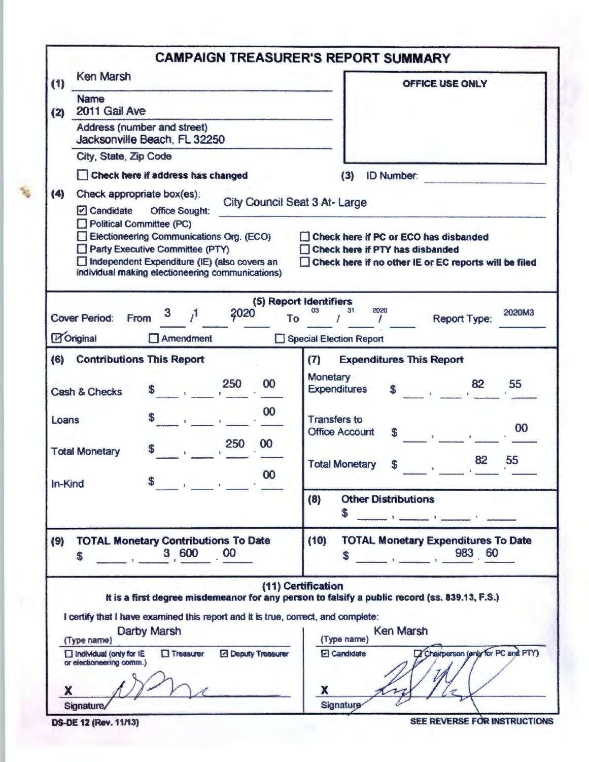# CAMPAIGN TREASURER'S REPORT SUMMARY

**(1)** Ken Marsh
Name

**(2)** 2011 Gail Ave
Address (number and street)
Jacksonville Beach, FL 32250
City, State, Zip Code

☐ **Check here if address has changed**

**OFFICE USE ONLY**

**(3)** ID Number:

**(4)** Check appropriate box(es):

☑ Candidate Office Sought: City Council Seat 3 At- Large
☐ Political Committee (PC)
☐ Electioneering Communications Org. (ECO)
☐ Party Executive Committee (PTY)
☐ Independent Expenditure (IE) (also covers an individual making electioneering communications)

☐ **Check here if PC or ECO has disbanded**
☐ **Check here if PTY has disbanded**
☐ **Check here if no other IE or EC reports will be filed**

## (5) Report Identifiers

Cover Period: From 3 / 1 / 2020 To 03 / 31 / 2020 Report Type: 2020M3

☑ Original ☐ Amendment ☐ Special Election Report

## (6) Contributions This Report

| | |
|---|---|
| Cash & Checks | $ 250.00 |
| Loans | $ .00 |
| Total Monetary | $ 250.00 |
| In-Kind | $ .00 |

## (7) Expenditures This Report

| | |
|---|---|
| Monetary Expenditures | $ 82.55 |
| Transfers to Office Account | $ .00 |
| Total Monetary | $ 82.55 |

**(8) Other Distributions**
$

**(9) TOTAL Monetary Contributions To Date**
$ 3,600.00

**(10) TOTAL Monetary Expenditures To Date**
$ 983.60

## (11) Certification

**It is a first degree misdemeanor for any person to falsify a public record (ss. 839.13, F.S.)**

I certify that I have examined this report and it is true, correct, and complete:

(Type name) Darby Marsh
☐ Individual (only for IE or electioneering comm.) ☐ Treasurer ☑ Deputy Treasurer

X [signature]
Signature

(Type name) Ken Marsh
☑ Candidate ☐ Chairperson (only for PC and PTY)

X [signature]
Signature

DS-DE 12 (Rev. 11/13)

**SEE REVERSE FOR INSTRUCTIONS**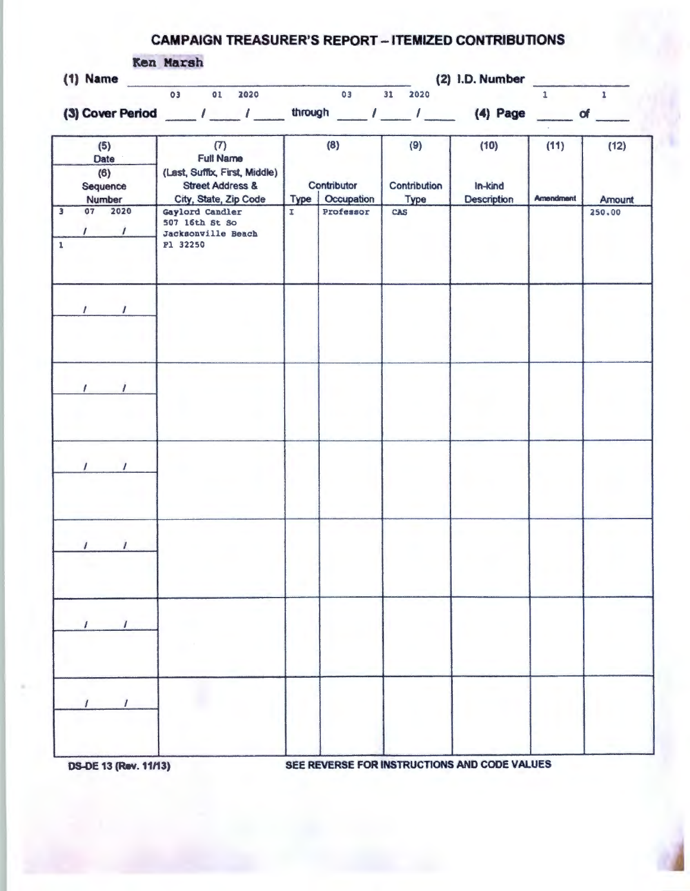# CAMPAIGN TREASURER'S REPORT – ITEMIZED CONTRIBUTIONS

**(1) Name** Ken Marsh **(2) I.D. Number** ____________

**(3) Cover Period** 03 / 01 / 2020 through 03 / 31 / 2020 **(4) Page** 1 of 1

| (5) Date / (6) Sequence Number | (7) Full Name (Last, Suffix, First, Middle) Street Address & City, State, Zip Code | (8) Contributor Type | (8) Contributor Occupation | (9) Contribution Type | (10) In-kind Description | (11) Amendment | (12) Amount |
|---|---|---|---|---|---|---|---|
| 3 / 07 / 2020<br>1 | Gaylord Candler<br>507 16th St So<br>Jacksonville Beach<br>Fl 32250 | I | Professor | CAS | | | 250.00 |
| / / | | | | | | | |
| / / | | | | | | | |
| / / | | | | | | | |
| / / | | | | | | | |
| / / | | | | | | | |
| / / | | | | | | | |

DS-DE 13 (Rev. 11/13) SEE REVERSE FOR INSTRUCTIONS AND CODE VALUES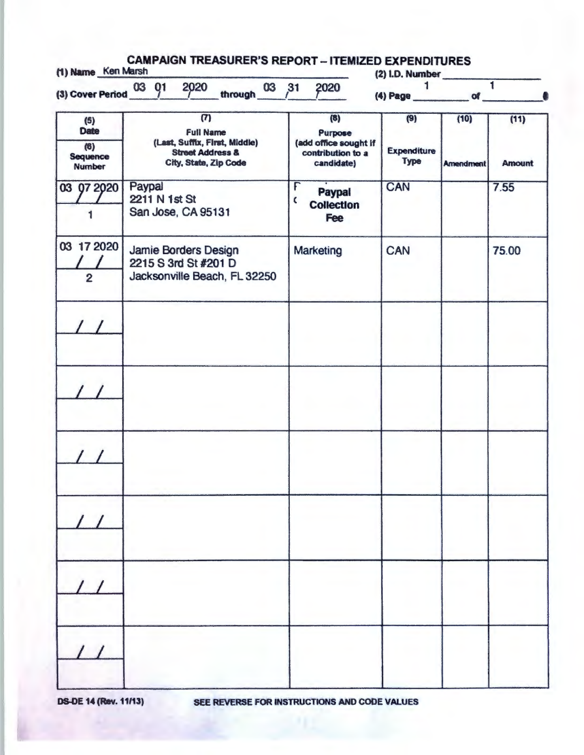# CAMPAIGN TREASURER'S REPORT – ITEMIZED EXPENDITURES

(1) Name Ken Marsh

(2) I.D. Number

(3) Cover Period 03/01/2020 through 03/31/2020

(4) Page 1 of 1

| (5) Date / (6) Sequence Number | (7) Full Name (Last, Suffix, First, Middle) Street Address & City, State, Zip Code | (8) Purpose (add office sought if contribution to a candidate) | (9) Expenditure Type | (10) Amendment | (11) Amount |
|---|---|---|---|---|---|
| 03/07/2020<br>1 | Paypal<br>2211 N 1st St<br>San Jose, CA 95131 | Paypal Collection Fee | CAN | | 7.55 |
| 03/17/2020<br>2 | Jamie Borders Design<br>2215 S 3rd St #201 D<br>Jacksonville Beach, FL 32250 | Marketing | CAN | | 75.00 |
| / / | | | | | |
| / / | | | | | |
| / / | | | | | |
| / / | | | | | |
| / / | | | | | |
| / / | | | | | |

DS-DE 14 (Rev. 11/13) SEE REVERSE FOR INSTRUCTIONS AND CODE VALUES